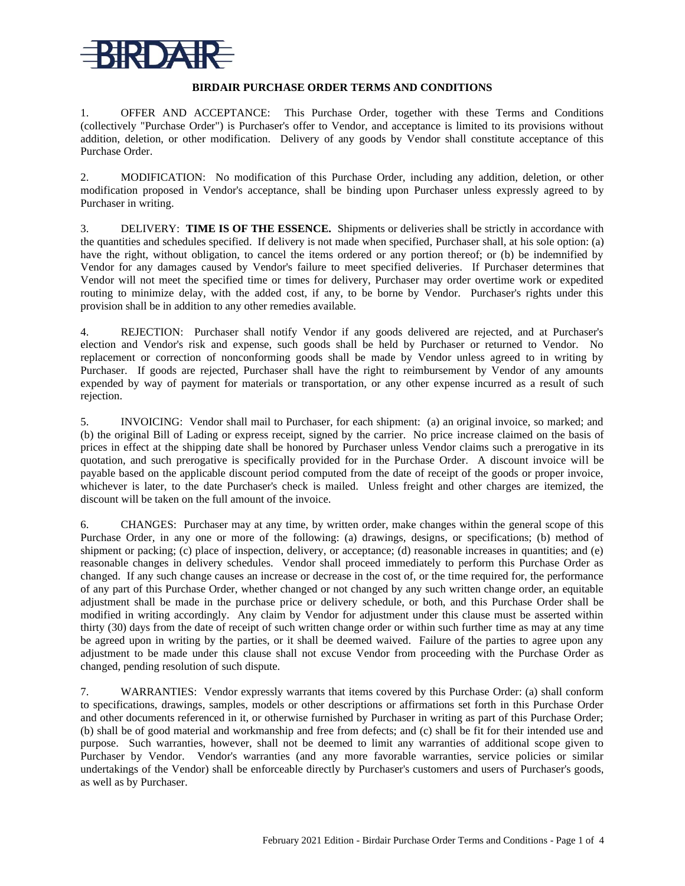# BIRDAIR PURCHASE ORDER TERMS AND CONDITIONS

1. OFFER AND ACCEPTANCE: This Purchase Order, together with these Terms and Conditions (collectively "Purchase Order") is Purchaser's offer to Vendor, and acceptance is limited to its provisions without addition, deletion, or other modification. Delivery of any goods by Vendor shall constitute acceptance of this Purchase Order.

2. MODIFICATION: No modification of this Purchase Order, including any addition, deletion, or other modification proposed in Vendor's acceptance, shall be binding upon Purchaser unless expressly agreed to by Purchaser in writing.

3. DELIVERY: **TIME IS OF THE ESSENCE.** Shipments or deliveries shall be strictly in accordance with the quantities and schedules specified. If delivery is not made when specified, Purchaser shall, at his sole option: (a) have the right, without obligation, to cancel the items ordered or any portion thereof; or (b) be indemnified by Vendor for any damages caused by Vendor's failure to meet specified deliveries. If Purchaser determines that Vendor will not meet the specified time or times for delivery, Purchaser may order overtime work or expedited routing to minimize delay, with the added cost, if any, to be borne by Vendor. Purchaser's rights under this provision shall be in addition to any other remedies available.

4. REJECTION: Purchaser shall notify Vendor if any goods delivered are rejected, and at Purchaser's election and Vendor's risk and expense, such goods shall be held by Purchaser or returned to Vendor. No replacement or correction of nonconforming goods shall be made by Vendor unless agreed to in writing by Purchaser. If goods are rejected, Purchaser shall have the right to reimbursement by Vendor of any amounts expended by way of payment for materials or transportation, or any other expense incurred as a result of such rejection.

5. INVOICING: Vendor shall mail to Purchaser, for each shipment: (a) an original invoice, so marked; and (b) the original Bill of Lading or express receipt, signed by the carrier. No price increase claimed on the basis of prices in effect at the shipping date shall be honored by Purchaser unless Vendor claims such a prerogative in its quotation, and such prerogative is specifically provided for in the Purchase Order. A discount invoice will be payable based on the applicable discount period computed from the date of receipt of the goods or proper invoice, whichever is later, to the date Purchaser's check is mailed. Unless freight and other charges are itemized, the discount will be taken on the full amount of the invoice.

6. CHANGES: Purchaser may at any time, by written order, make changes within the general scope of this Purchase Order, in any one or more of the following: (a) drawings, designs, or specifications; (b) method of shipment or packing; (c) place of inspection, delivery, or acceptance; (d) reasonable increases in quantities; and (e) reasonable changes in delivery schedules. Vendor shall proceed immediately to perform this Purchase Order as changed. If any such change causes an increase or decrease in the cost of, or the time required for, the performance of any part of this Purchase Order, whether changed or not changed by any such written change order, an equitable adjustment shall be made in the purchase price or delivery schedule, or both, and this Purchase Order shall be modified in writing accordingly. Any claim by Vendor for adjustment under this clause must be asserted within thirty (30) days from the date of receipt of such written change order or within such further time as may at any time be agreed upon in writing by the parties, or it shall be deemed waived. Failure of the parties to agree upon any adjustment to be made under this clause shall not excuse Vendor from proceeding with the Purchase Order as changed, pending resolution of such dispute.

7. WARRANTIES: Vendor expressly warrants that items covered by this Purchase Order: (a) shall conform to specifications, drawings, samples, models or other descriptions or affirmations set forth in this Purchase Order and other documents referenced in it, or otherwise furnished by Purchaser in writing as part of this Purchase Order; (b) shall be of good material and workmanship and free from defects; and (c) shall be fit for their intended use and purpose. Such warranties, however, shall not be deemed to limit any warranties of additional scope given to Purchaser by Vendor. Vendor's warranties (and any more favorable warranties, service policies or similar undertakings of the Vendor) shall be enforceable directly by Purchaser's customers and users of Purchaser's goods, as well as by Purchaser.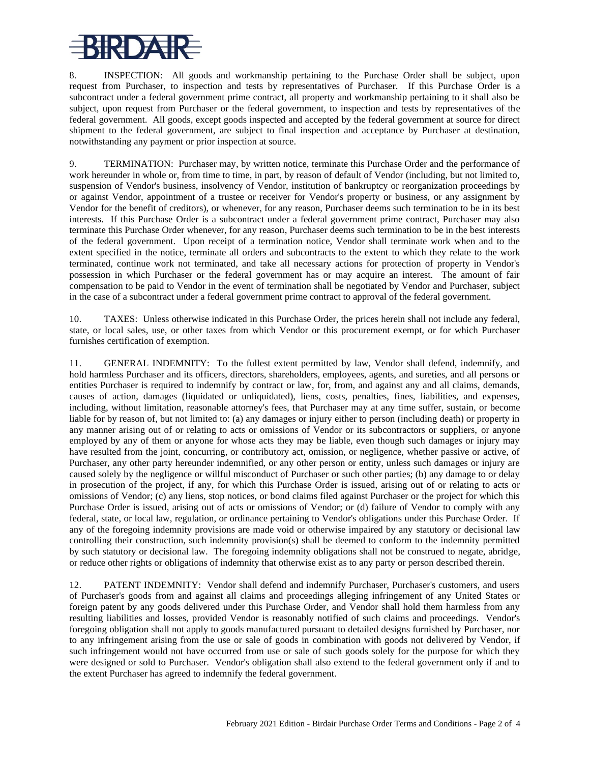8. INSPECTION: All goods and workmanship pertaining to the Purchase Order shall be subject, upon request from Purchaser, to inspection and tests by representatives of Purchaser. If this Purchase Order is a subcontract under a federal government prime contract, all property and workmanship pertaining to it shall also be subject, upon request from Purchaser or the federal government, to inspection and tests by representatives of the federal government. All goods, except goods inspected and accepted by the federal government at source for direct shipment to the federal government, are subject to final inspection and acceptance by Purchaser at destination, notwithstanding any payment or prior inspection at source.

9. TERMINATION: Purchaser may, by written notice, terminate this Purchase Order and the performance of work hereunder in whole or, from time to time, in part, by reason of default of Vendor (including, but not limited to, suspension of Vendor's business, insolvency of Vendor, institution of bankruptcy or reorganization proceedings by or against Vendor, appointment of a trustee or receiver for Vendor's property or business, or any assignment by Vendor for the benefit of creditors), or whenever, for any reason, Purchaser deems such termination to be in its best interests. If this Purchase Order is a subcontract under a federal government prime contract, Purchaser may also terminate this Purchase Order whenever, for any reason, Purchaser deems such termination to be in the best interests of the federal government. Upon receipt of a termination notice, Vendor shall terminate work when and to the extent specified in the notice, terminate all orders and subcontracts to the extent to which they relate to the work terminated, continue work not terminated, and take all necessary actions for protection of property in Vendor's possession in which Purchaser or the federal government has or may acquire an interest. The amount of fair compensation to be paid to Vendor in the event of termination shall be negotiated by Vendor and Purchaser, subject in the case of a subcontract under a federal government prime contract to approval of the federal government.

10. TAXES: Unless otherwise indicated in this Purchase Order, the prices herein shall not include any federal, state, or local sales, use, or other taxes from which Vendor or this procurement exempt, or for which Purchaser furnishes certification of exemption.

11. GENERAL INDEMNITY: To the fullest extent permitted by law, Vendor shall defend, indemnify, and hold harmless Purchaser and its officers, directors, shareholders, employees, agents, and sureties, and all persons or entities Purchaser is required to indemnify by contract or law, for, from, and against any and all claims, demands, causes of action, damages (liquidated or unliquidated), liens, costs, penalties, fines, liabilities, and expenses, including, without limitation, reasonable attorney's fees, that Purchaser may at any time suffer, sustain, or become liable for by reason of, but not limited to: (a) any damages or injury either to person (including death) or property in any manner arising out of or relating to acts or omissions of Vendor or its subcontractors or suppliers, or anyone employed by any of them or anyone for whose acts they may be liable, even though such damages or injury may have resulted from the joint, concurring, or contributory act, omission, or negligence, whether passive or active, of Purchaser, any other party hereunder indemnified, or any other person or entity, unless such damages or injury are caused solely by the negligence or willful misconduct of Purchaser or such other parties; (b) any damage to or delay in prosecution of the project, if any, for which this Purchase Order is issued, arising out of or relating to acts or omissions of Vendor; (c) any liens, stop notices, or bond claims filed against Purchaser or the project for which this Purchase Order is issued, arising out of acts or omissions of Vendor; or (d) failure of Vendor to comply with any federal, state, or local law, regulation, or ordinance pertaining to Vendor's obligations under this Purchase Order. If any of the foregoing indemnity provisions are made void or otherwise impaired by any statutory or decisional law controlling their construction, such indemnity provision(s) shall be deemed to conform to the indemnity permitted by such statutory or decisional law. The foregoing indemnity obligations shall not be construed to negate, abridge, or reduce other rights or obligations of indemnity that otherwise exist as to any party or person described therein.

12. PATENT INDEMNITY: Vendor shall defend and indemnify Purchaser, Purchaser's customers, and users of Purchaser's goods from and against all claims and proceedings alleging infringement of any United States or foreign patent by any goods delivered under this Purchase Order, and Vendor shall hold them harmless from any resulting liabilities and losses, provided Vendor is reasonably notified of such claims and proceedings. Vendor's foregoing obligation shall not apply to goods manufactured pursuant to detailed designs furnished by Purchaser, nor to any infringement arising from the use or sale of goods in combination with goods not delivered by Vendor, if such infringement would not have occurred from use or sale of such goods solely for the purpose for which they were designed or sold to Purchaser. Vendor's obligation shall also extend to the federal government only if and to the extent Purchaser has agreed to indemnify the federal government.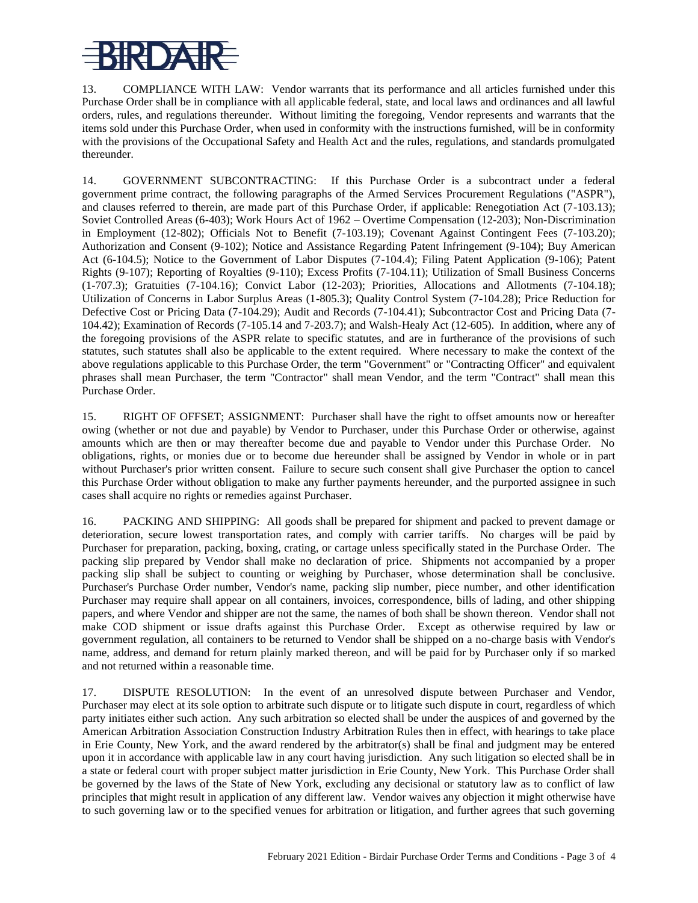13. COMPLIANCE WITH LAW: Vendor warrants that its performance and all articles furnished under this Purchase Order shall be in compliance with all applicable federal, state, and local laws and ordinances and all lawful orders, rules, and regulations thereunder. Without limiting the foregoing, Vendor represents and warrants that the items sold under this Purchase Order, when used in conformity with the instructions furnished, will be in conformity with the provisions of the Occupational Safety and Health Act and the rules, regulations, and standards promulgated thereunder.

14. GOVERNMENT SUBCONTRACTING: If this Purchase Order is a subcontract under a federal government prime contract, the following paragraphs of the Armed Services Procurement Regulations ("ASPR"), and clauses referred to therein, are made part of this Purchase Order, if applicable: Renegotiation Act (7-103.13); Soviet Controlled Areas (6-403); Work Hours Act of 1962 – Overtime Compensation (12-203); Non-Discrimination in Employment (12-802); Officials Not to Benefit (7-103.19); Covenant Against Contingent Fees (7-103.20); Authorization and Consent (9-102); Notice and Assistance Regarding Patent Infringement (9-104); Buy American Act (6-104.5); Notice to the Government of Labor Disputes (7-104.4); Filing Patent Application (9-106); Patent Rights (9-107); Reporting of Royalties (9-110); Excess Profits (7-104.11); Utilization of Small Business Concerns (1-707.3); Gratuities (7-104.16); Convict Labor (12-203); Priorities, Allocations and Allotments (7-104.18); Utilization of Concerns in Labor Surplus Areas (1-805.3); Quality Control System (7-104.28); Price Reduction for Defective Cost or Pricing Data (7-104.29); Audit and Records (7-104.41); Subcontractor Cost and Pricing Data (7-104.42); Examination of Records (7-105.14 and 7-203.7); and Walsh-Healy Act (12-605). In addition, where any of the foregoing provisions of the ASPR relate to specific statutes, and are in furtherance of the provisions of such statutes, such statutes shall also be applicable to the extent required. Where necessary to make the context of the above regulations applicable to this Purchase Order, the term "Government" or "Contracting Officer" and equivalent phrases shall mean Purchaser, the term "Contractor" shall mean Vendor, and the term "Contract" shall mean this Purchase Order.

15. RIGHT OF OFFSET; ASSIGNMENT: Purchaser shall have the right to offset amounts now or hereafter owing (whether or not due and payable) by Vendor to Purchaser, under this Purchase Order or otherwise, against amounts which are then or may thereafter become due and payable to Vendor under this Purchase Order. No obligations, rights, or monies due or to become due hereunder shall be assigned by Vendor in whole or in part without Purchaser's prior written consent. Failure to secure such consent shall give Purchaser the option to cancel this Purchase Order without obligation to make any further payments hereunder, and the purported assignee in such cases shall acquire no rights or remedies against Purchaser.

16. PACKING AND SHIPPING: All goods shall be prepared for shipment and packed to prevent damage or deterioration, secure lowest transportation rates, and comply with carrier tariffs. No charges will be paid by Purchaser for preparation, packing, boxing, crating, or cartage unless specifically stated in the Purchase Order. The packing slip prepared by Vendor shall make no declaration of price. Shipments not accompanied by a proper packing slip shall be subject to counting or weighing by Purchaser, whose determination shall be conclusive. Purchaser's Purchase Order number, Vendor's name, packing slip number, piece number, and other identification Purchaser may require shall appear on all containers, invoices, correspondence, bills of lading, and other shipping papers, and where Vendor and shipper are not the same, the names of both shall be shown thereon. Vendor shall not make COD shipment or issue drafts against this Purchase Order. Except as otherwise required by law or government regulation, all containers to be returned to Vendor shall be shipped on a no-charge basis with Vendor's name, address, and demand for return plainly marked thereon, and will be paid for by Purchaser only if so marked and not returned within a reasonable time.

17. DISPUTE RESOLUTION: In the event of an unresolved dispute between Purchaser and Vendor, Purchaser may elect at its sole option to arbitrate such dispute or to litigate such dispute in court, regardless of which party initiates either such action. Any such arbitration so elected shall be under the auspices of and governed by the American Arbitration Association Construction Industry Arbitration Rules then in effect, with hearings to take place in Erie County, New York, and the award rendered by the arbitrator(s) shall be final and judgment may be entered upon it in accordance with applicable law in any court having jurisdiction. Any such litigation so elected shall be in a state or federal court with proper subject matter jurisdiction in Erie County, New York. This Purchase Order shall be governed by the laws of the State of New York, excluding any decisional or statutory law as to conflict of law principles that might result in application of any different law. Vendor waives any objection it might otherwise have to such governing law or to the specified venues for arbitration or litigation, and further agrees that such governing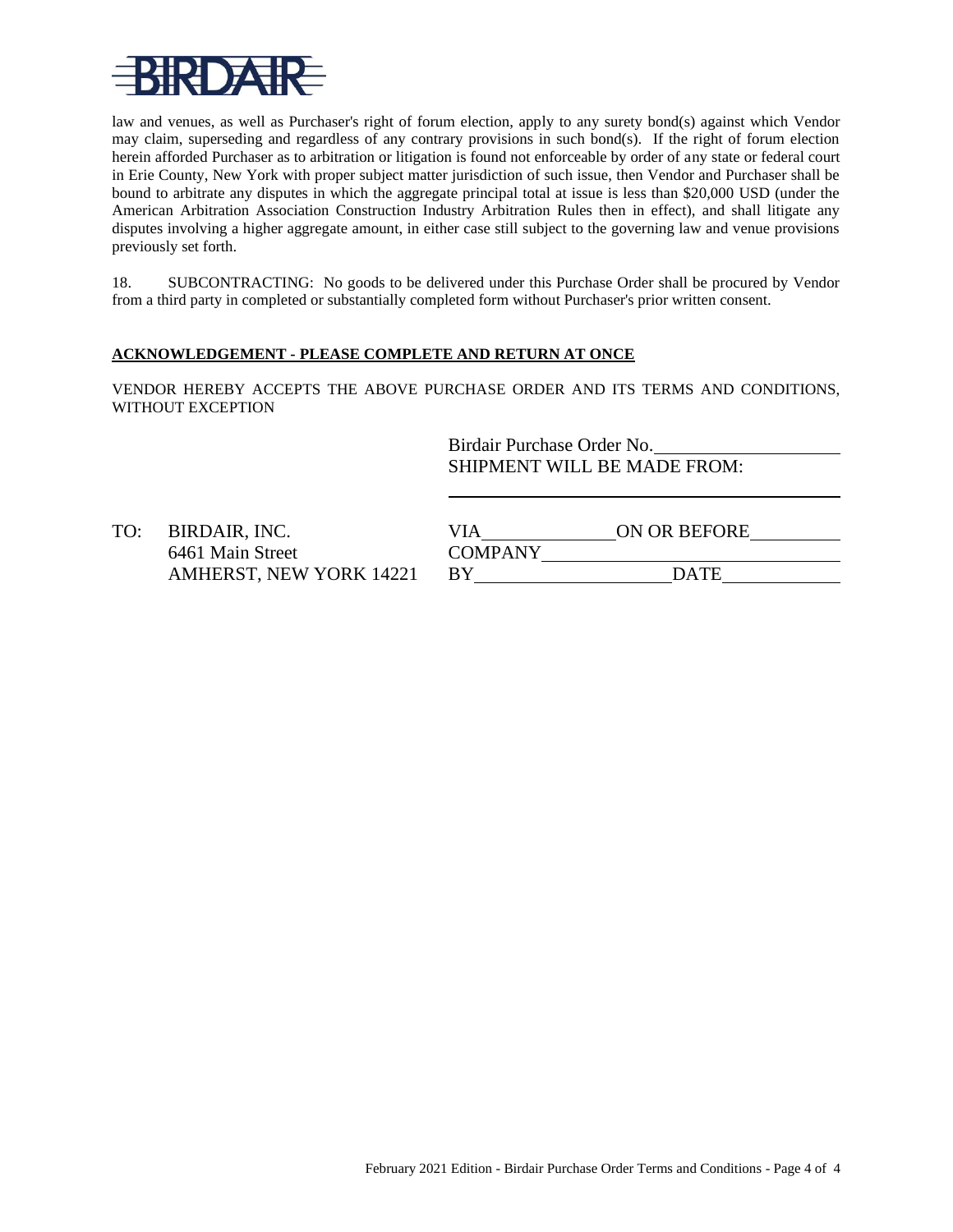law and venues, as well as Purchaser's right of forum election, apply to any surety bond(s) against which Vendor may claim, superseding and regardless of any contrary provisions in such bond(s). If the right of forum election herein afforded Purchaser as to arbitration or litigation is found not enforceable by order of any state or federal court in Erie County, New York with proper subject matter jurisdiction of such issue, then Vendor and Purchaser shall be bound to arbitrate any disputes in which the aggregate principal total at issue is less than $20,000 USD (under the American Arbitration Association Construction Industry Arbitration Rules then in effect), and shall litigate any disputes involving a higher aggregate amount, in either case still subject to the governing law and venue provisions previously set forth.

18. SUBCONTRACTING: No goods to be delivered under this Purchase Order shall be procured by Vendor from a third party in completed or substantially completed form without Purchaser's prior written consent.

**ACKNOWLEDGEMENT - PLEASE COMPLETE AND RETURN AT ONCE**

VENDOR HEREBY ACCEPTS THE ABOVE PURCHASE ORDER AND ITS TERMS AND CONDITIONS, WITHOUT EXCEPTION

Birdair Purchase Order No.____________________

SHIPMENT WILL BE MADE FROM:

____________________________________________

TO: BIRDAIR, INC.
6461 Main Street
AMHERST, NEW YORK 14221

VIA______________ ON OR BEFORE__________

COMPANY________________________________

BY____________________ DATE____________